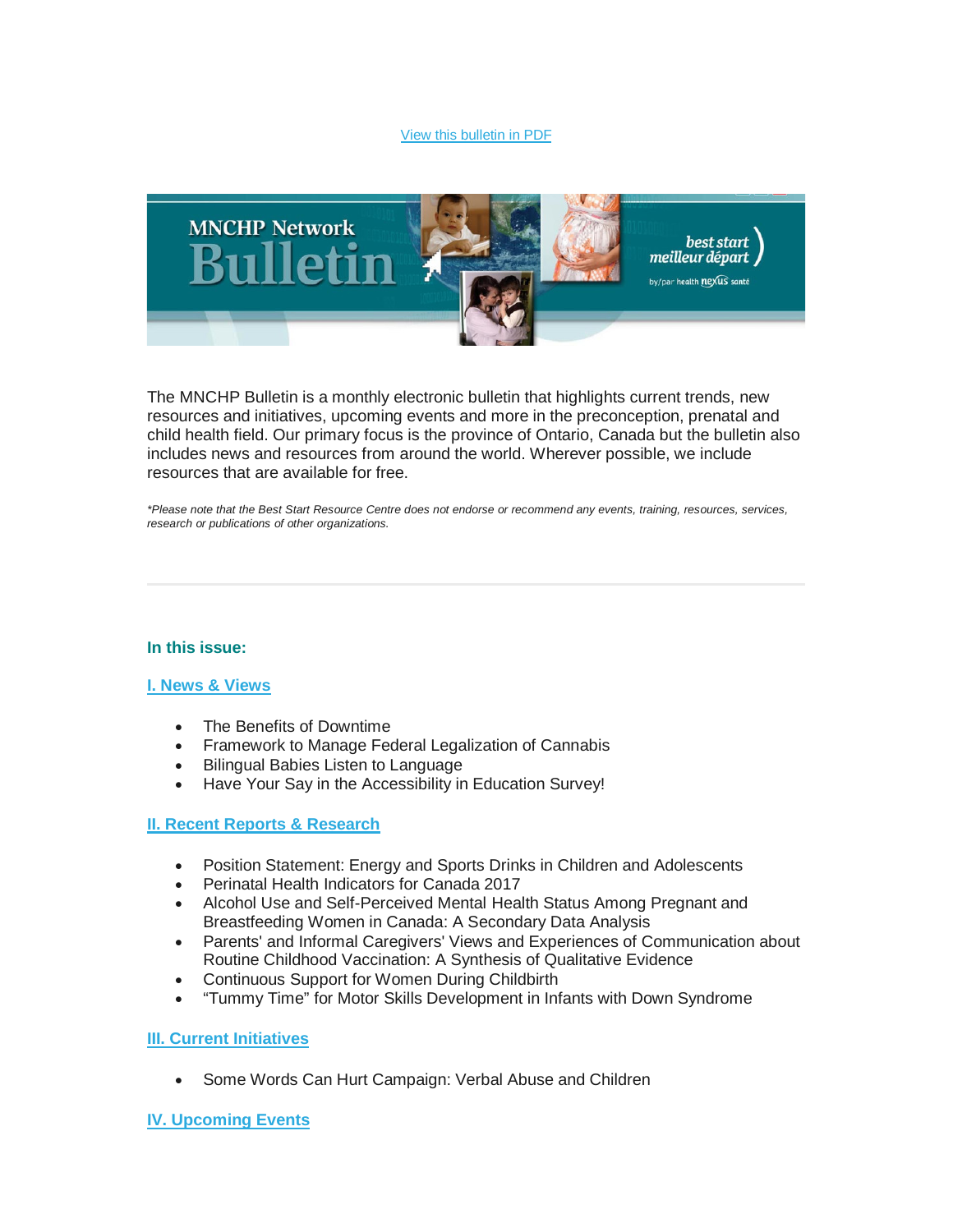View this bulletin in PDF

The MNCHP Bulletin is a monthly electronic bulletin that highlights current trends, new resources and initiatives, upcoming events and more in the preconception, prenatal and child health field. Our primary focus is the province of Ontario, Canada but the bulletin also includes news and resources from around the world. Wherever possible, we include resources that are available for free.

*Please note that the Best Start Resource Centre does not endorse or recommend any events, training, resources, services, research or publications of other organizations.*

---

### In this issue:

#### I. News & Views

- The Benefits of Downtime
- Framework to Manage Federal Legalization of Cannabis
- Bilingual Babies Listen to Language
- Have Your Say in the Accessibility in Education Survey!

#### II. Recent Reports & Research

- Position Statement: Energy and Sports Drinks in Children and Adolescents
- Perinatal Health Indicators for Canada 2017
- Alcohol Use and Self-Perceived Mental Health Status Among Pregnant and Breastfeeding Women in Canada: A Secondary Data Analysis
- Parents' and Informal Caregivers' Views and Experiences of Communication about Routine Childhood Vaccination: A Synthesis of Qualitative Evidence
- Continuous Support for Women During Childbirth
- “Tummy Time” for Motor Skills Development in Infants with Down Syndrome

#### III. Current Initiatives

- Some Words Can Hurt Campaign: Verbal Abuse and Children

#### IV. Upcoming Events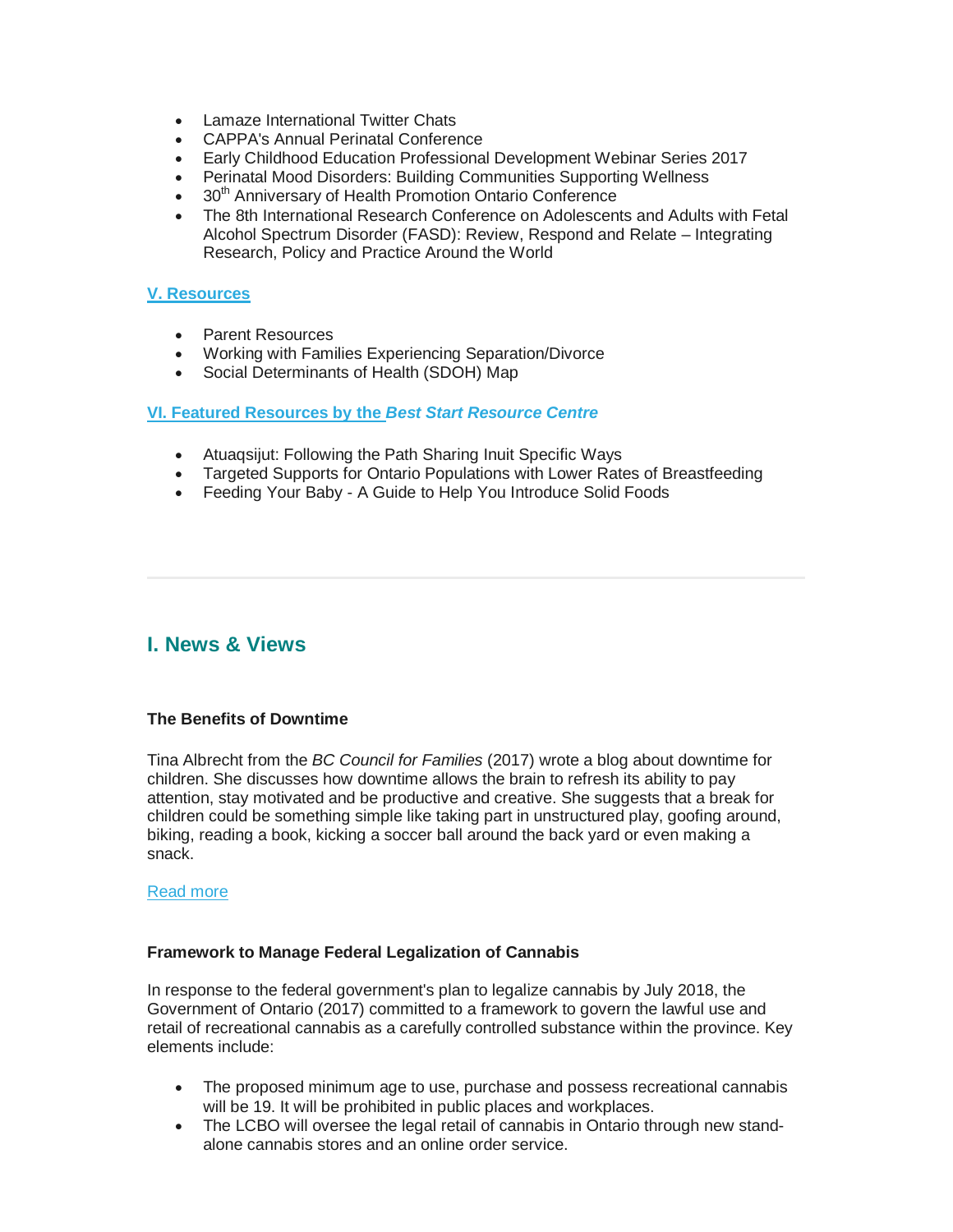- Lamaze International Twitter Chats
- CAPPA's Annual Perinatal Conference
- Early Childhood Education Professional Development Webinar Series 2017
- Perinatal Mood Disorders: Building Communities Supporting Wellness
- 30th Anniversary of Health Promotion Ontario Conference
- The 8th International Research Conference on Adolescents and Adults with Fetal Alcohol Spectrum Disorder (FASD): Review, Respond and Relate – Integrating Research, Policy and Practice Around the World

**V. Resources**

- Parent Resources
- Working with Families Experiencing Separation/Divorce
- Social Determinants of Health (SDOH) Map

**VI. Featured Resources by the *Best Start Resource Centre***

- Atuaqsijut: Following the Path Sharing Inuit Specific Ways
- Targeted Supports for Ontario Populations with Lower Rates of Breastfeeding
- Feeding Your Baby - A Guide to Help You Introduce Solid Foods

---

## I. News & Views

**The Benefits of Downtime**

Tina Albrecht from the *BC Council for Families* (2017) wrote a blog about downtime for children. She discusses how downtime allows the brain to refresh its ability to pay attention, stay motivated and be productive and creative. She suggests that a break for children could be something simple like taking part in unstructured play, goofing around, biking, reading a book, kicking a soccer ball around the back yard or even making a snack.

Read more

**Framework to Manage Federal Legalization of Cannabis**

In response to the federal government's plan to legalize cannabis by July 2018, the Government of Ontario (2017) committed to a framework to govern the lawful use and retail of recreational cannabis as a carefully controlled substance within the province. Key elements include:

- The proposed minimum age to use, purchase and possess recreational cannabis will be 19. It will be prohibited in public places and workplaces.
- The LCBO will oversee the legal retail of cannabis in Ontario through new stand-alone cannabis stores and an online order service.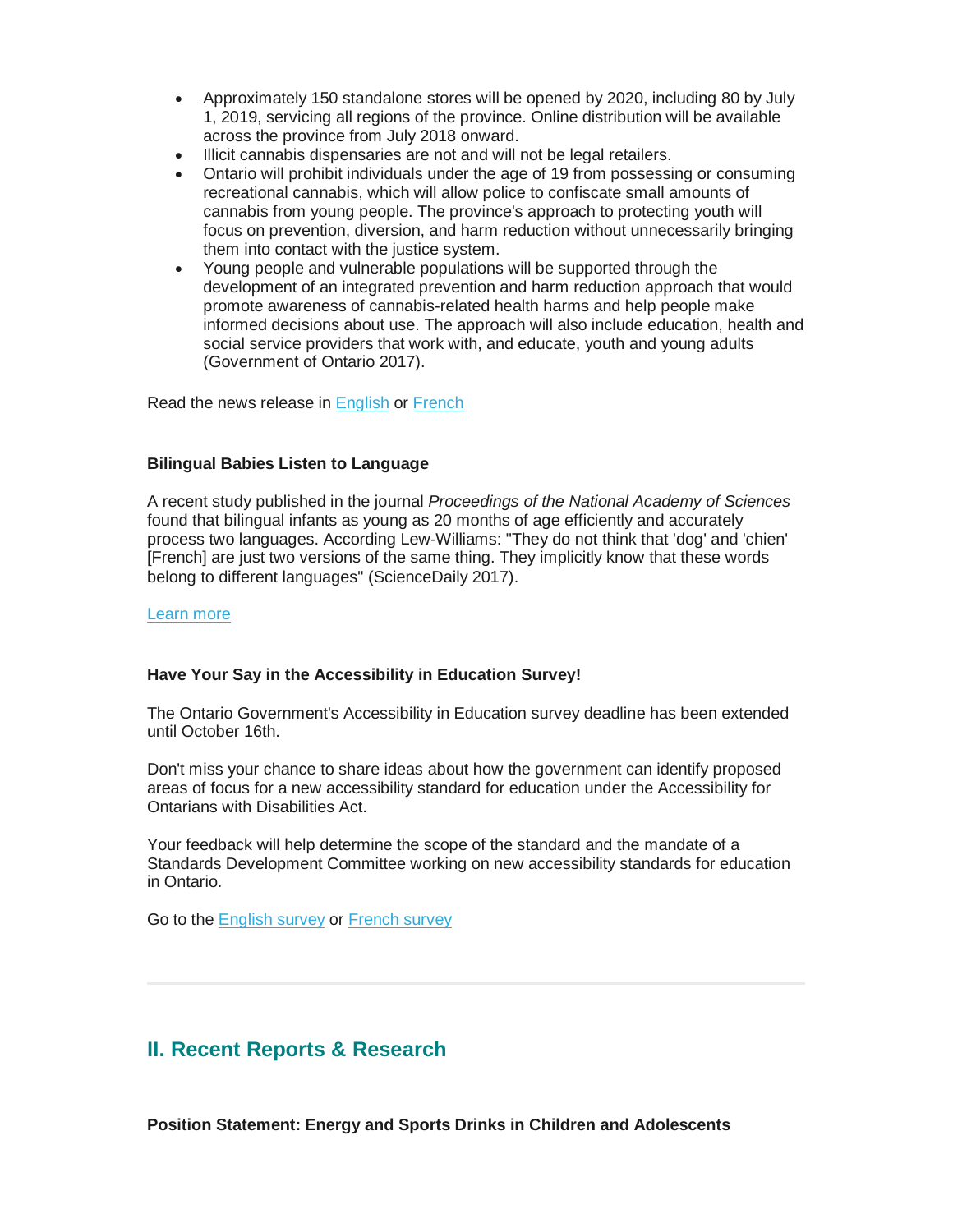- Approximately 150 standalone stores will be opened by 2020, including 80 by July 1, 2019, servicing all regions of the province. Online distribution will be available across the province from July 2018 onward.
- Illicit cannabis dispensaries are not and will not be legal retailers.
- Ontario will prohibit individuals under the age of 19 from possessing or consuming recreational cannabis, which will allow police to confiscate small amounts of cannabis from young people. The province's approach to protecting youth will focus on prevention, diversion, and harm reduction without unnecessarily bringing them into contact with the justice system.
- Young people and vulnerable populations will be supported through the development of an integrated prevention and harm reduction approach that would promote awareness of cannabis-related health harms and help people make informed decisions about use. The approach will also include education, health and social service providers that work with, and educate, youth and young adults (Government of Ontario 2017).

Read the news release in English or French

**Bilingual Babies Listen to Language**

A recent study published in the journal *Proceedings of the National Academy of Sciences* found that bilingual infants as young as 20 months of age efficiently and accurately process two languages. According Lew-Williams: "They do not think that 'dog' and 'chien' [French] are just two versions of the same thing. They implicitly know that these words belong to different languages" (ScienceDaily 2017).

Learn more

**Have Your Say in the Accessibility in Education Survey!**

The Ontario Government's Accessibility in Education survey deadline has been extended until October 16th.

Don't miss your chance to share ideas about how the government can identify proposed areas of focus for a new accessibility standard for education under the Accessibility for Ontarians with Disabilities Act.

Your feedback will help determine the scope of the standard and the mandate of a Standards Development Committee working on new accessibility standards for education in Ontario.

Go to the English survey or French survey

---

## II. Recent Reports & Research

**Position Statement: Energy and Sports Drinks in Children and Adolescents**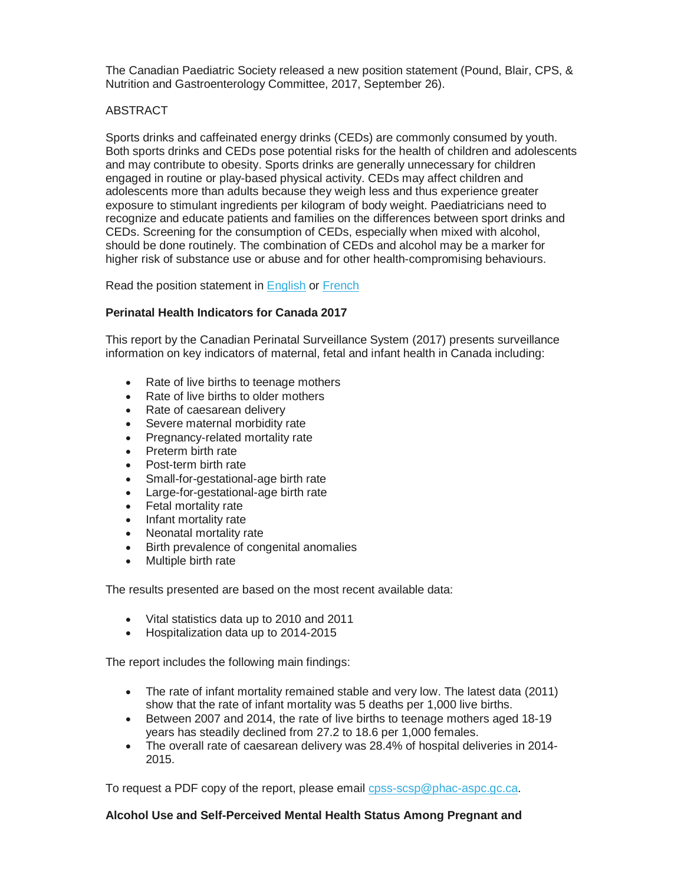The Canadian Paediatric Society released a new position statement (Pound, Blair, CPS, & Nutrition and Gastroenterology Committee, 2017, September 26).

ABSTRACT

Sports drinks and caffeinated energy drinks (CEDs) are commonly consumed by youth. Both sports drinks and CEDs pose potential risks for the health of children and adolescents and may contribute to obesity. Sports drinks are generally unnecessary for children engaged in routine or play-based physical activity. CEDs may affect children and adolescents more than adults because they weigh less and thus experience greater exposure to stimulant ingredients per kilogram of body weight. Paediatricians need to recognize and educate patients and families on the differences between sport drinks and CEDs. Screening for the consumption of CEDs, especially when mixed with alcohol, should be done routinely. The combination of CEDs and alcohol may be a marker for higher risk of substance use or abuse and for other health-compromising behaviours.

Read the position statement in English or French

**Perinatal Health Indicators for Canada 2017**

This report by the Canadian Perinatal Surveillance System (2017) presents surveillance information on key indicators of maternal, fetal and infant health in Canada including:

- Rate of live births to teenage mothers
- Rate of live births to older mothers
- Rate of caesarean delivery
- Severe maternal morbidity rate
- Pregnancy-related mortality rate
- Preterm birth rate
- Post-term birth rate
- Small-for-gestational-age birth rate
- Large-for-gestational-age birth rate
- Fetal mortality rate
- Infant mortality rate
- Neonatal mortality rate
- Birth prevalence of congenital anomalies
- Multiple birth rate

The results presented are based on the most recent available data:

- Vital statistics data up to 2010 and 2011
- Hospitalization data up to 2014-2015

The report includes the following main findings:

- The rate of infant mortality remained stable and very low. The latest data (2011) show that the rate of infant mortality was 5 deaths per 1,000 live births.
- Between 2007 and 2014, the rate of live births to teenage mothers aged 18-19 years has steadily declined from 27.2 to 18.6 per 1,000 females.
- The overall rate of caesarean delivery was 28.4% of hospital deliveries in 2014-2015.

To request a PDF copy of the report, please email cpss-scsp@phac-aspc.gc.ca.

**Alcohol Use and Self-Perceived Mental Health Status Among Pregnant and**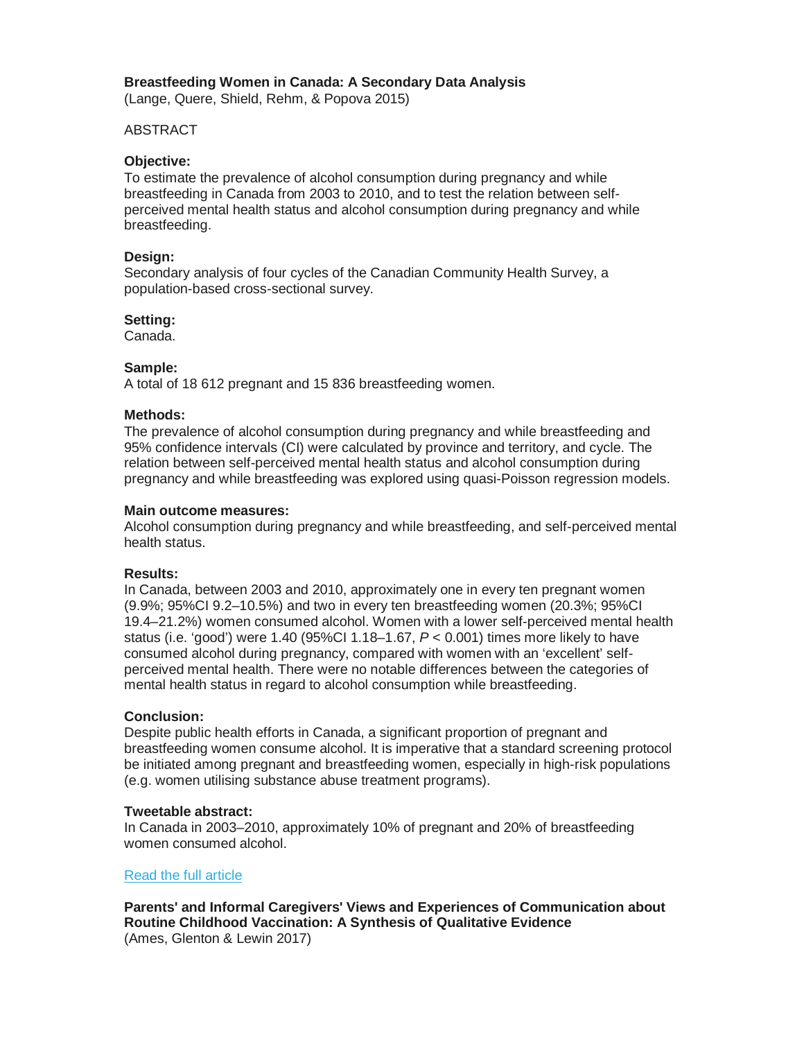**Breastfeeding Women in Canada: A Secondary Data Analysis**
(Lange, Quere, Shield, Rehm, & Popova 2015)

ABSTRACT

**Objective:**
To estimate the prevalence of alcohol consumption during pregnancy and while breastfeeding in Canada from 2003 to 2010, and to test the relation between self-perceived mental health status and alcohol consumption during pregnancy and while breastfeeding.

**Design:**
Secondary analysis of four cycles of the Canadian Community Health Survey, a population-based cross-sectional survey.

**Setting:**
Canada.

**Sample:**
A total of 18 612 pregnant and 15 836 breastfeeding women.

**Methods:**
The prevalence of alcohol consumption during pregnancy and while breastfeeding and 95% confidence intervals (CI) were calculated by province and territory, and cycle. The relation between self-perceived mental health status and alcohol consumption during pregnancy and while breastfeeding was explored using quasi-Poisson regression models.

**Main outcome measures:**
Alcohol consumption during pregnancy and while breastfeeding, and self-perceived mental health status.

**Results:**
In Canada, between 2003 and 2010, approximately one in every ten pregnant women (9.9%; 95%CI 9.2–10.5%) and two in every ten breastfeeding women (20.3%; 95%CI 19.4–21.2%) women consumed alcohol. Women with a lower self-perceived mental health status (i.e. 'good') were 1.40 (95%CI 1.18–1.67, $P < 0.001$) times more likely to have consumed alcohol during pregnancy, compared with women with an 'excellent' self-perceived mental health. There were no notable differences between the categories of mental health status in regard to alcohol consumption while breastfeeding.

**Conclusion:**
Despite public health efforts in Canada, a significant proportion of pregnant and breastfeeding women consume alcohol. It is imperative that a standard screening protocol be initiated among pregnant and breastfeeding women, especially in high-risk populations (e.g. women utilising substance abuse treatment programs).

**Tweetable abstract:**
In Canada in 2003–2010, approximately 10% of pregnant and 20% of breastfeeding women consumed alcohol.

Read the full article

**Parents' and Informal Caregivers' Views and Experiences of Communication about Routine Childhood Vaccination: A Synthesis of Qualitative Evidence**
(Ames, Glenton & Lewin 2017)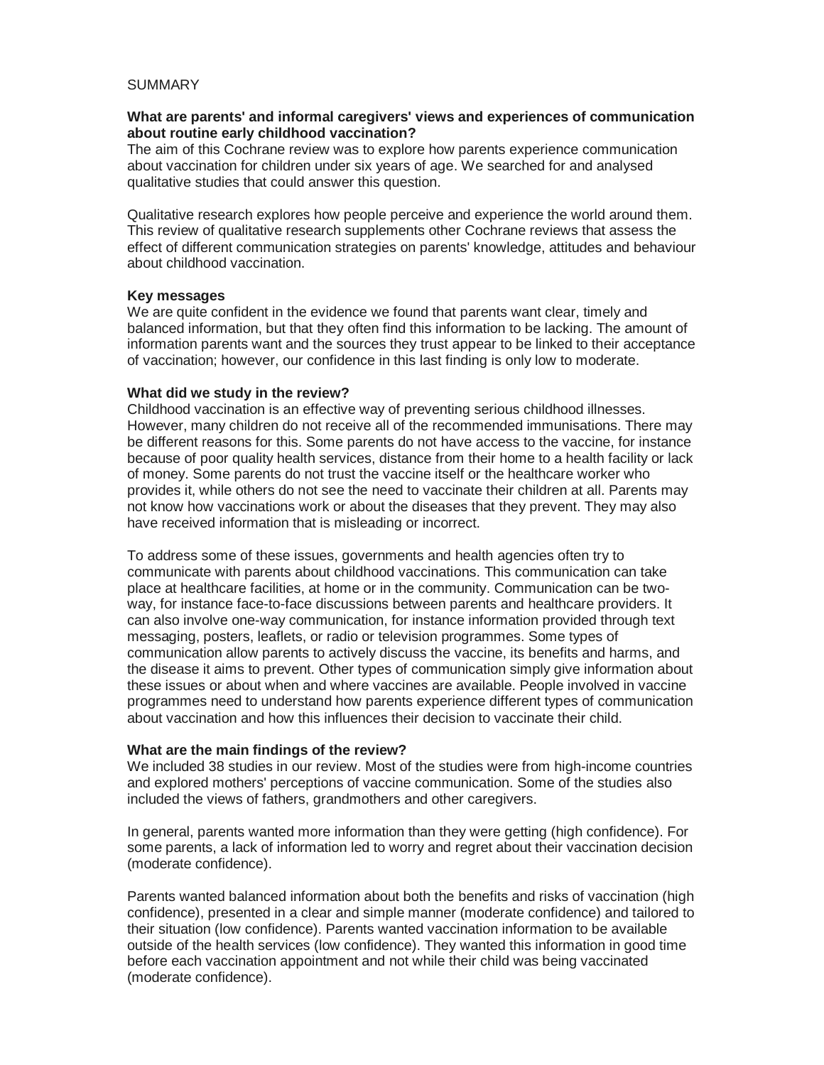SUMMARY

**What are parents' and informal caregivers' views and experiences of communication about routine early childhood vaccination?**

The aim of this Cochrane review was to explore how parents experience communication about vaccination for children under six years of age. We searched for and analysed qualitative studies that could answer this question.

Qualitative research explores how people perceive and experience the world around them. This review of qualitative research supplements other Cochrane reviews that assess the effect of different communication strategies on parents' knowledge, attitudes and behaviour about childhood vaccination.

**Key messages**

We are quite confident in the evidence we found that parents want clear, timely and balanced information, but that they often find this information to be lacking. The amount of information parents want and the sources they trust appear to be linked to their acceptance of vaccination; however, our confidence in this last finding is only low to moderate.

**What did we study in the review?**

Childhood vaccination is an effective way of preventing serious childhood illnesses. However, many children do not receive all of the recommended immunisations. There may be different reasons for this. Some parents do not have access to the vaccine, for instance because of poor quality health services, distance from their home to a health facility or lack of money. Some parents do not trust the vaccine itself or the healthcare worker who provides it, while others do not see the need to vaccinate their children at all. Parents may not know how vaccinations work or about the diseases that they prevent. They may also have received information that is misleading or incorrect.

To address some of these issues, governments and health agencies often try to communicate with parents about childhood vaccinations. This communication can take place at healthcare facilities, at home or in the community. Communication can be two-way, for instance face-to-face discussions between parents and healthcare providers. It can also involve one-way communication, for instance information provided through text messaging, posters, leaflets, or radio or television programmes. Some types of communication allow parents to actively discuss the vaccine, its benefits and harms, and the disease it aims to prevent. Other types of communication simply give information about these issues or about when and where vaccines are available. People involved in vaccine programmes need to understand how parents experience different types of communication about vaccination and how this influences their decision to vaccinate their child.

**What are the main findings of the review?**

We included 38 studies in our review. Most of the studies were from high-income countries and explored mothers' perceptions of vaccine communication. Some of the studies also included the views of fathers, grandmothers and other caregivers.

In general, parents wanted more information than they were getting (high confidence). For some parents, a lack of information led to worry and regret about their vaccination decision (moderate confidence).

Parents wanted balanced information about both the benefits and risks of vaccination (high confidence), presented in a clear and simple manner (moderate confidence) and tailored to their situation (low confidence). Parents wanted vaccination information to be available outside of the health services (low confidence). They wanted this information in good time before each vaccination appointment and not while their child was being vaccinated (moderate confidence).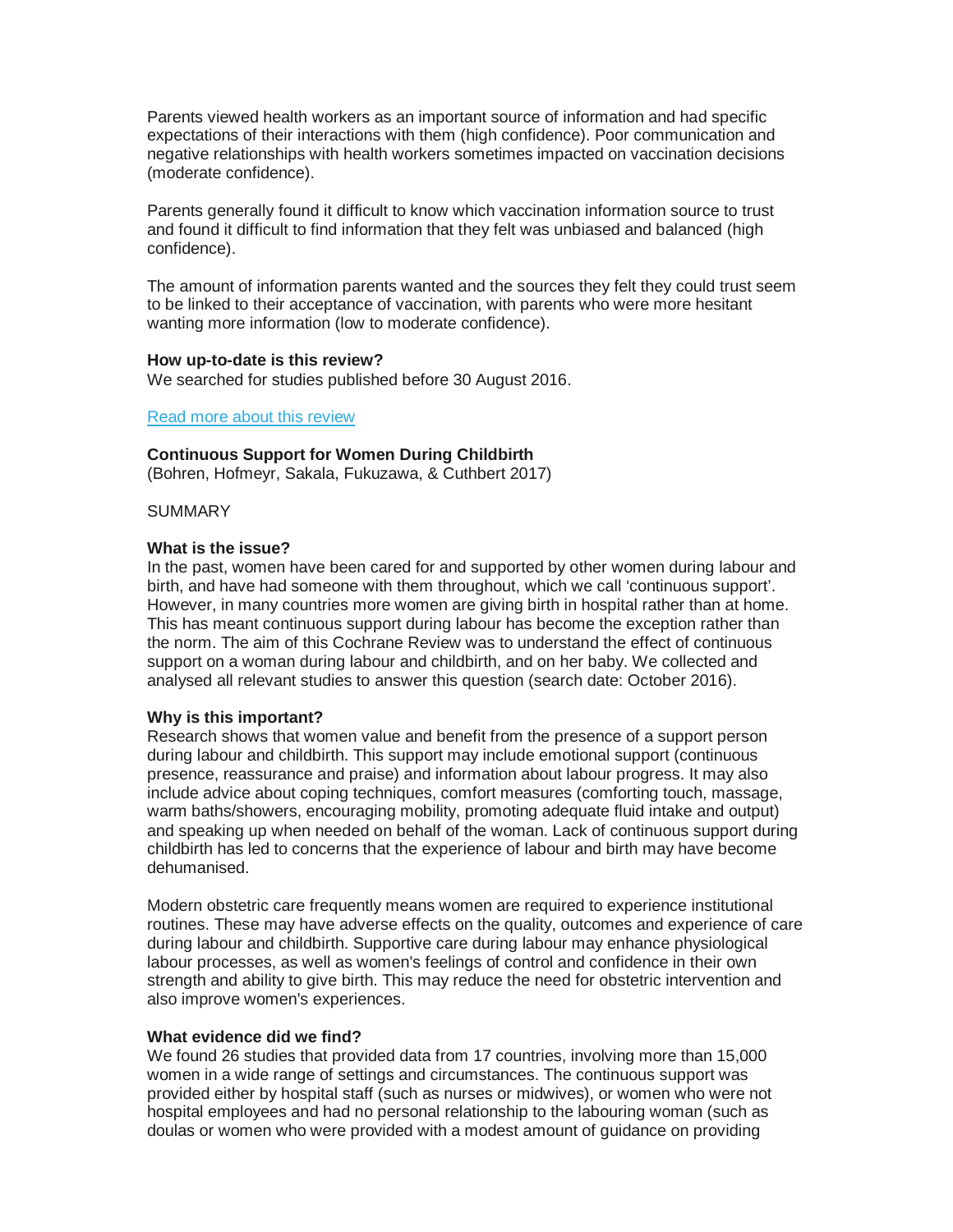Parents viewed health workers as an important source of information and had specific expectations of their interactions with them (high confidence). Poor communication and negative relationships with health workers sometimes impacted on vaccination decisions (moderate confidence).

Parents generally found it difficult to know which vaccination information source to trust and found it difficult to find information that they felt was unbiased and balanced (high confidence).

The amount of information parents wanted and the sources they felt they could trust seem to be linked to their acceptance of vaccination, with parents who were more hesitant wanting more information (low to moderate confidence).

**How up-to-date is this review?**
We searched for studies published before 30 August 2016.

Read more about this review

**Continuous Support for Women During Childbirth**
(Bohren, Hofmeyr, Sakala, Fukuzawa, & Cuthbert 2017)

SUMMARY

**What is the issue?**
In the past, women have been cared for and supported by other women during labour and birth, and have had someone with them throughout, which we call 'continuous support'. However, in many countries more women are giving birth in hospital rather than at home. This has meant continuous support during labour has become the exception rather than the norm. The aim of this Cochrane Review was to understand the effect of continuous support on a woman during labour and childbirth, and on her baby. We collected and analysed all relevant studies to answer this question (search date: October 2016).

**Why is this important?**
Research shows that women value and benefit from the presence of a support person during labour and childbirth. This support may include emotional support (continuous presence, reassurance and praise) and information about labour progress. It may also include advice about coping techniques, comfort measures (comforting touch, massage, warm baths/showers, encouraging mobility, promoting adequate fluid intake and output) and speaking up when needed on behalf of the woman. Lack of continuous support during childbirth has led to concerns that the experience of labour and birth may have become dehumanised.

Modern obstetric care frequently means women are required to experience institutional routines. These may have adverse effects on the quality, outcomes and experience of care during labour and childbirth. Supportive care during labour may enhance physiological labour processes, as well as women's feelings of control and confidence in their own strength and ability to give birth. This may reduce the need for obstetric intervention and also improve women's experiences.

**What evidence did we find?**
We found 26 studies that provided data from 17 countries, involving more than 15,000 women in a wide range of settings and circumstances. The continuous support was provided either by hospital staff (such as nurses or midwives), or women who were not hospital employees and had no personal relationship to the labouring woman (such as doulas or women who were provided with a modest amount of guidance on providing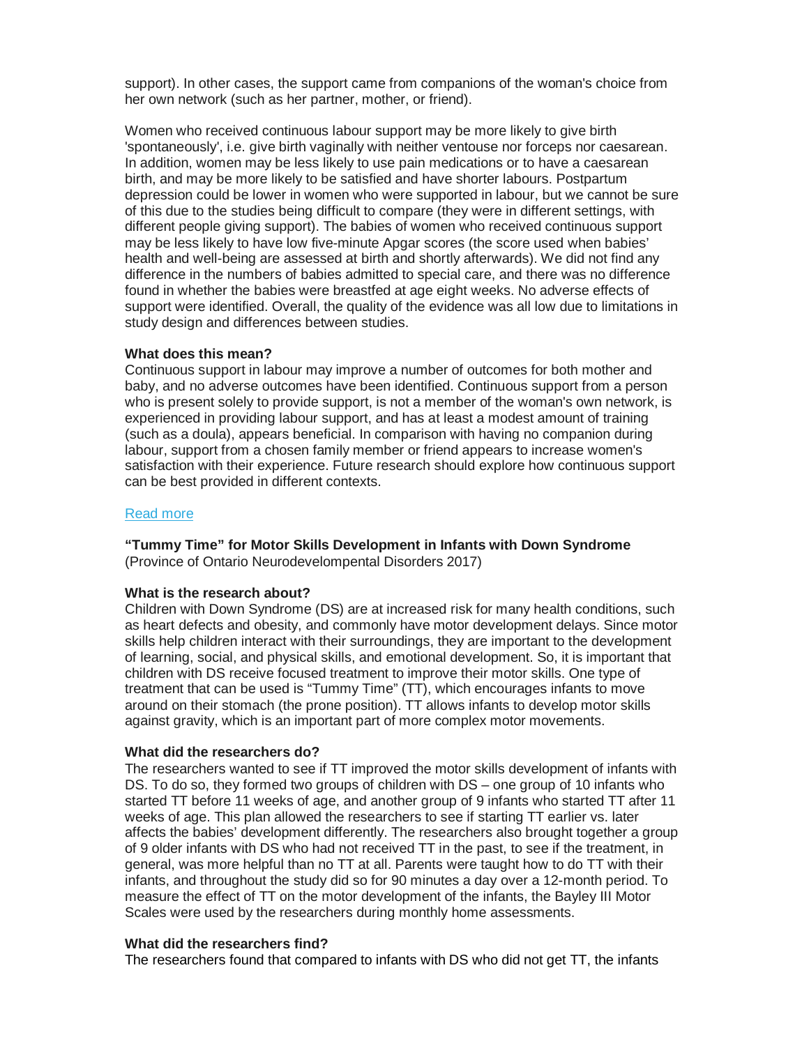support). In other cases, the support came from companions of the woman's choice from her own network (such as her partner, mother, or friend).

Women who received continuous labour support may be more likely to give birth 'spontaneously', i.e. give birth vaginally with neither ventouse nor forceps nor caesarean. In addition, women may be less likely to use pain medications or to have a caesarean birth, and may be more likely to be satisfied and have shorter labours. Postpartum depression could be lower in women who were supported in labour, but we cannot be sure of this due to the studies being difficult to compare (they were in different settings, with different people giving support). The babies of women who received continuous support may be less likely to have low five-minute Apgar scores (the score used when babies' health and well-being are assessed at birth and shortly afterwards). We did not find any difference in the numbers of babies admitted to special care, and there was no difference found in whether the babies were breastfed at age eight weeks. No adverse effects of support were identified. Overall, the quality of the evidence was all low due to limitations in study design and differences between studies.

**What does this mean?**
Continuous support in labour may improve a number of outcomes for both mother and baby, and no adverse outcomes have been identified. Continuous support from a person who is present solely to provide support, is not a member of the woman's own network, is experienced in providing labour support, and has at least a modest amount of training (such as a doula), appears beneficial. In comparison with having no companion during labour, support from a chosen family member or friend appears to increase women's satisfaction with their experience. Future research should explore how continuous support can be best provided in different contexts.

[Read more]

**"Tummy Time" for Motor Skills Development in Infants with Down Syndrome**
(Province of Ontario Neurodevelompental Disorders 2017)

**What is the research about?**
Children with Down Syndrome (DS) are at increased risk for many health conditions, such as heart defects and obesity, and commonly have motor development delays. Since motor skills help children interact with their surroundings, they are important to the development of learning, social, and physical skills, and emotional development. So, it is important that children with DS receive focused treatment to improve their motor skills. One type of treatment that can be used is "Tummy Time" (TT), which encourages infants to move around on their stomach (the prone position). TT allows infants to develop motor skills against gravity, which is an important part of more complex motor movements.

**What did the researchers do?**
The researchers wanted to see if TT improved the motor skills development of infants with DS. To do so, they formed two groups of children with DS – one group of 10 infants who started TT before 11 weeks of age, and another group of 9 infants who started TT after 11 weeks of age. This plan allowed the researchers to see if starting TT earlier vs. later affects the babies' development differently. The researchers also brought together a group of 9 older infants with DS who had not received TT in the past, to see if the treatment, in general, was more helpful than no TT at all. Parents were taught how to do TT with their infants, and throughout the study did so for 90 minutes a day over a 12-month period. To measure the effect of TT on the motor development of the infants, the Bayley III Motor Scales were used by the researchers during monthly home assessments.

**What did the researchers find?**
The researchers found that compared to infants with DS who did not get TT, the infants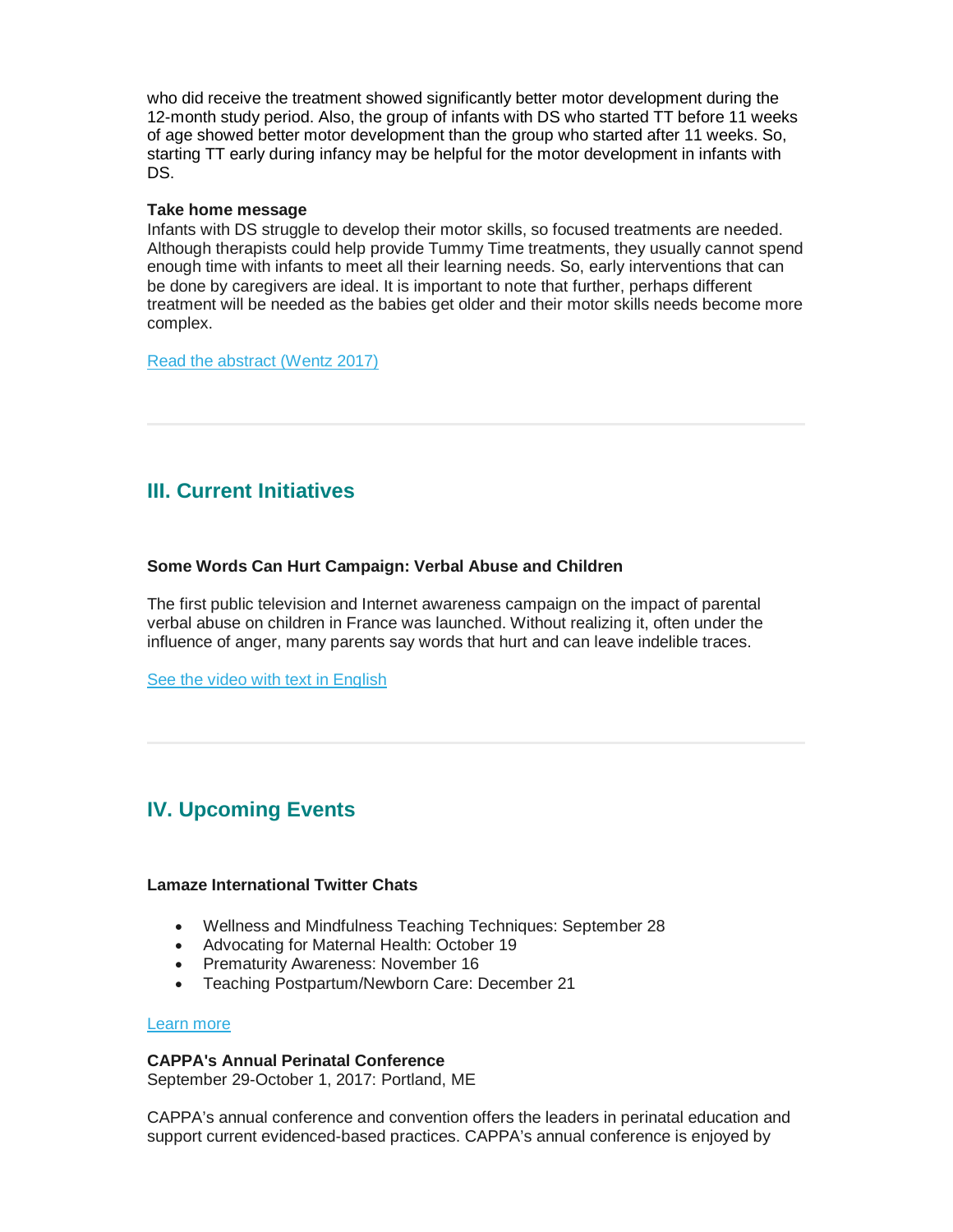who did receive the treatment showed significantly better motor development during the 12-month study period. Also, the group of infants with DS who started TT before 11 weeks of age showed better motor development than the group who started after 11 weeks. So, starting TT early during infancy may be helpful for the motor development in infants with DS.

**Take home message**
Infants with DS struggle to develop their motor skills, so focused treatments are needed. Although therapists could help provide Tummy Time treatments, they usually cannot spend enough time with infants to meet all their learning needs. So, early interventions that can be done by caregivers are ideal. It is important to note that further, perhaps different treatment will be needed as the babies get older and their motor skills needs become more complex.

Read the abstract (Wentz 2017)

---

## III. Current Initiatives

**Some Words Can Hurt Campaign: Verbal Abuse and Children**

The first public television and Internet awareness campaign on the impact of parental verbal abuse on children in France was launched. Without realizing it, often under the influence of anger, many parents say words that hurt and can leave indelible traces.

See the video with text in English

---

## IV. Upcoming Events

**Lamaze International Twitter Chats**

- Wellness and Mindfulness Teaching Techniques: September 28
- Advocating for Maternal Health: October 19
- Prematurity Awareness: November 16
- Teaching Postpartum/Newborn Care: December 21

Learn more

**CAPPA's Annual Perinatal Conference**
September 29-October 1, 2017: Portland, ME

CAPPA's annual conference and convention offers the leaders in perinatal education and support current evidenced-based practices. CAPPA's annual conference is enjoyed by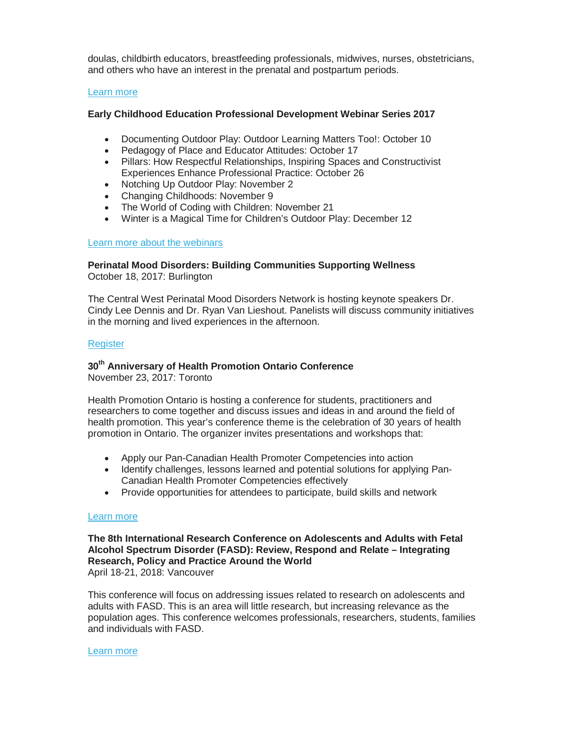doulas, childbirth educators, breastfeeding professionals, midwives, nurses, obstetricians, and others who have an interest in the prenatal and postpartum periods.

Learn more

**Early Childhood Education Professional Development Webinar Series 2017**

- Documenting Outdoor Play: Outdoor Learning Matters Too!: October 10
- Pedagogy of Place and Educator Attitudes: October 17
- Pillars: How Respectful Relationships, Inspiring Spaces and Constructivist Experiences Enhance Professional Practice: October 26
- Notching Up Outdoor Play: November 2
- Changing Childhoods: November 9
- The World of Coding with Children: November 21
- Winter is a Magical Time for Children's Outdoor Play: December 12

Learn more about the webinars

**Perinatal Mood Disorders: Building Communities Supporting Wellness**
October 18, 2017: Burlington

The Central West Perinatal Mood Disorders Network is hosting keynote speakers Dr. Cindy Lee Dennis and Dr. Ryan Van Lieshout. Panelists will discuss community initiatives in the morning and lived experiences in the afternoon.

Register

**30th Anniversary of Health Promotion Ontario Conference**
November 23, 2017: Toronto

Health Promotion Ontario is hosting a conference for students, practitioners and researchers to come together and discuss issues and ideas in and around the field of health promotion. This year's conference theme is the celebration of 30 years of health promotion in Ontario. The organizer invites presentations and workshops that:

- Apply our Pan-Canadian Health Promoter Competencies into action
- Identify challenges, lessons learned and potential solutions for applying Pan-Canadian Health Promoter Competencies effectively
- Provide opportunities for attendees to participate, build skills and network

Learn more

**The 8th International Research Conference on Adolescents and Adults with Fetal Alcohol Spectrum Disorder (FASD): Review, Respond and Relate – Integrating Research, Policy and Practice Around the World**
April 18-21, 2018: Vancouver

This conference will focus on addressing issues related to research on adolescents and adults with FASD. This is an area will little research, but increasing relevance as the population ages. This conference welcomes professionals, researchers, students, families and individuals with FASD.

Learn more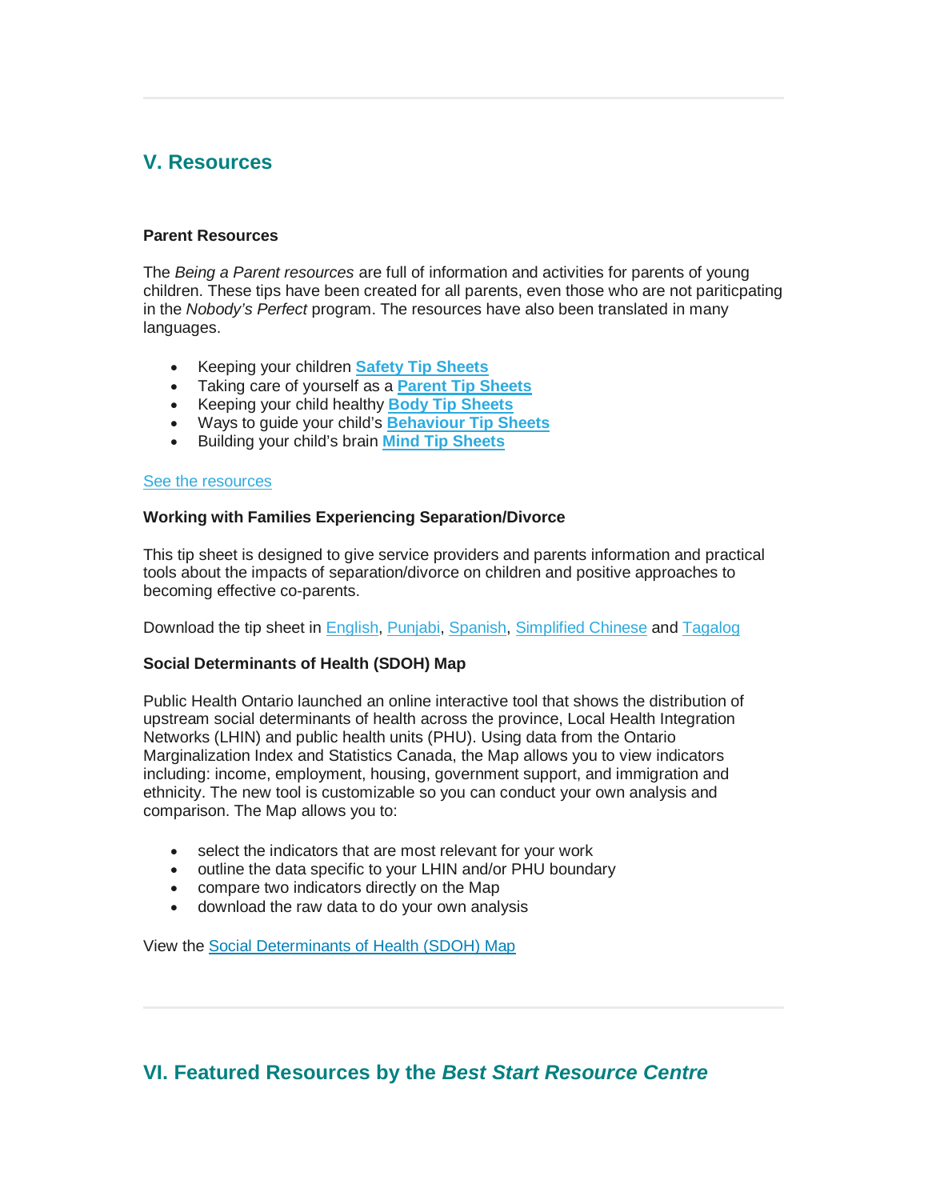## V. Resources

**Parent Resources**

The *Being a Parent resources* are full of information and activities for parents of young children. These tips have been created for all parents, even those who are not pariticpating in the *Nobody's Perfect* program. The resources have also been translated in many languages.

- Keeping your children **Safety Tip Sheets**
- Taking care of yourself as a **Parent Tip Sheets**
- Keeping your child healthy **Body Tip Sheets**
- Ways to guide your child's **Behaviour Tip Sheets**
- Building your child's brain **Mind Tip Sheets**

See the resources

**Working with Families Experiencing Separation/Divorce**

This tip sheet is designed to give service providers and parents information and practical tools about the impacts of separation/divorce on children and positive approaches to becoming effective co-parents.

Download the tip sheet in English, Punjabi, Spanish, Simplified Chinese and Tagalog

**Social Determinants of Health (SDOH) Map**

Public Health Ontario launched an online interactive tool that shows the distribution of upstream social determinants of health across the province, Local Health Integration Networks (LHIN) and public health units (PHU). Using data from the Ontario Marginalization Index and Statistics Canada, the Map allows you to view indicators including: income, employment, housing, government support, and immigration and ethnicity. The new tool is customizable so you can conduct your own analysis and comparison. The Map allows you to:

- select the indicators that are most relevant for your work
- outline the data specific to your LHIN and/or PHU boundary
- compare two indicators directly on the Map
- download the raw data to do your own analysis

View the Social Determinants of Health (SDOH) Map

## VI. Featured Resources by the *Best Start Resource Centre*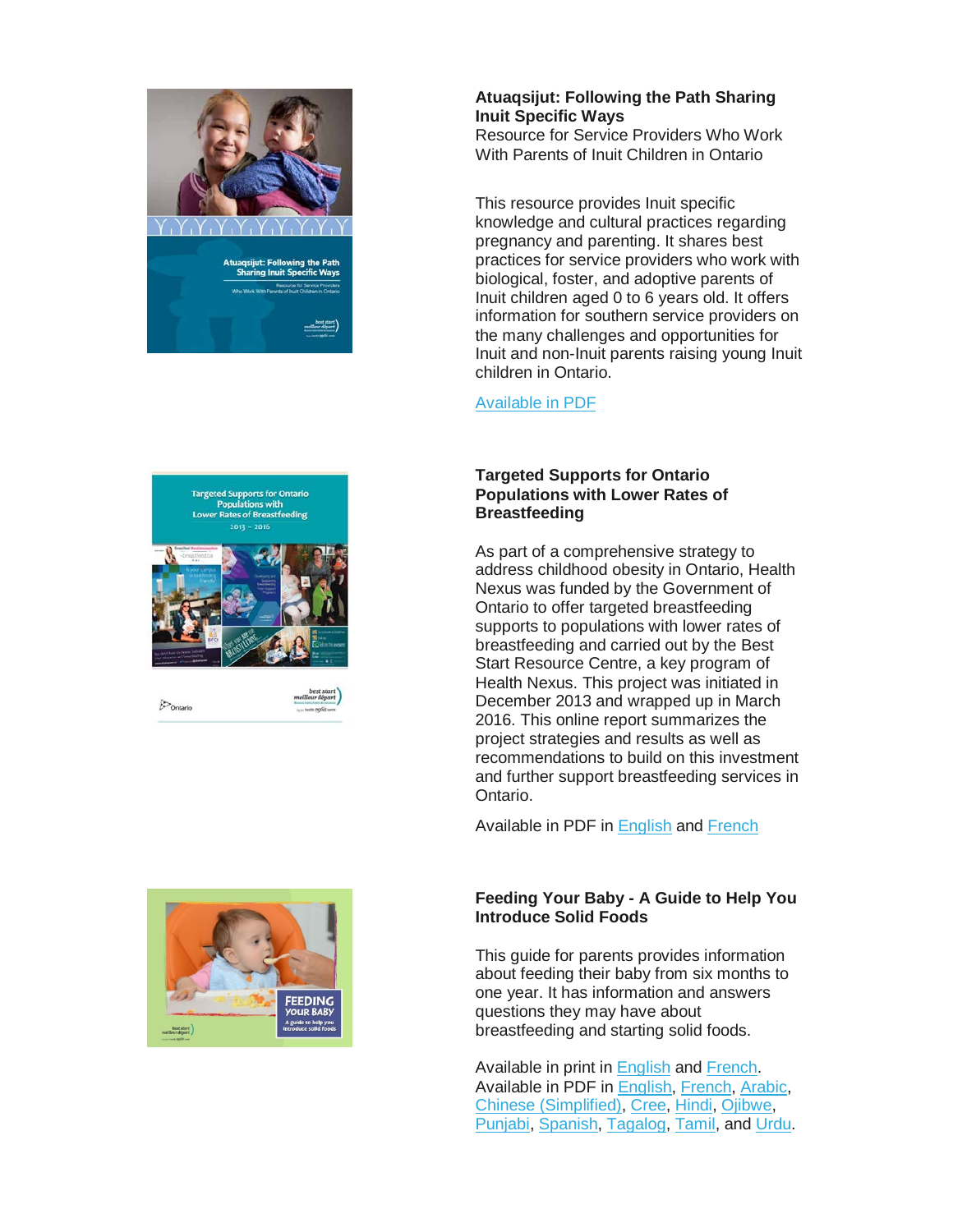**Atuaqsijut: Following the Path Sharing Inuit Specific Ways**
Resource for Service Providers Who Work With Parents of Inuit Children in Ontario

This resource provides Inuit specific knowledge and cultural practices regarding pregnancy and parenting. It shares best practices for service providers who work with biological, foster, and adoptive parents of Inuit children aged 0 to 6 years old. It offers information for southern service providers on the many challenges and opportunities for Inuit and non-Inuit parents raising young Inuit children in Ontario.

Available in PDF

**Targeted Supports for Ontario Populations with Lower Rates of Breastfeeding**

As part of a comprehensive strategy to address childhood obesity in Ontario, Health Nexus was funded by the Government of Ontario to offer targeted breastfeeding supports to populations with lower rates of breastfeeding and carried out by the Best Start Resource Centre, a key program of Health Nexus. This project was initiated in December 2013 and wrapped up in March 2016. This online report summarizes the project strategies and results as well as recommendations to build on this investment and further support breastfeeding services in Ontario.

Available in PDF in English and French

**Feeding Your Baby - A Guide to Help You Introduce Solid Foods**

This guide for parents provides information about feeding their baby from six months to one year. It has information and answers questions they may have about breastfeeding and starting solid foods.

Available in print in English and French.
Available in PDF in English, French, Arabic, Chinese (Simplified), Cree, Hindi, Ojibwe, Punjabi, Spanish, Tagalog, Tamil, and Urdu.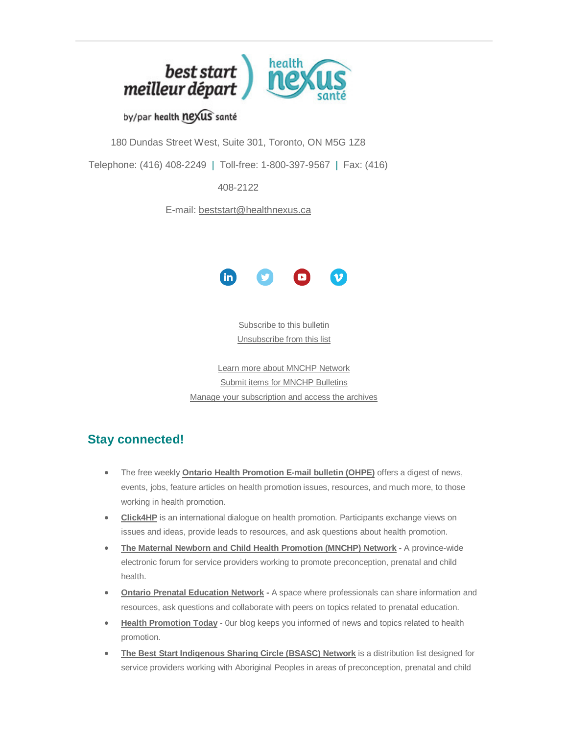180 Dundas Street West, Suite 301, Toronto, ON M5G 1Z8

Telephone: (416) 408-2249 | Toll-free: 1-800-397-9567 | Fax: (416) 408-2122

E-mail: beststart@healthnexus.ca

Subscribe to this bulletin
Unsubscribe from this list

Learn more about MNCHP Network
Submit items for MNCHP Bulletins
Manage your subscription and access the archives

## Stay connected!

- The free weekly **Ontario Health Promotion E-mail bulletin (OHPE)** offers a digest of news, events, jobs, feature articles on health promotion issues, resources, and much more, to those working in health promotion.
- **Click4HP** is an international dialogue on health promotion. Participants exchange views on issues and ideas, provide leads to resources, and ask questions about health promotion.
- **The Maternal Newborn and Child Health Promotion (MNCHP) Network -** A province-wide electronic forum for service providers working to promote preconception, prenatal and child health.
- **Ontario Prenatal Education Network -** A space where professionals can share information and resources, ask questions and collaborate with peers on topics related to prenatal education.
- **Health Promotion Today** - 0ur blog keeps you informed of news and topics related to health promotion.
- **The Best Start Indigenous Sharing Circle (BSASC) Network** is a distribution list designed for service providers working with Aboriginal Peoples in areas of preconception, prenatal and child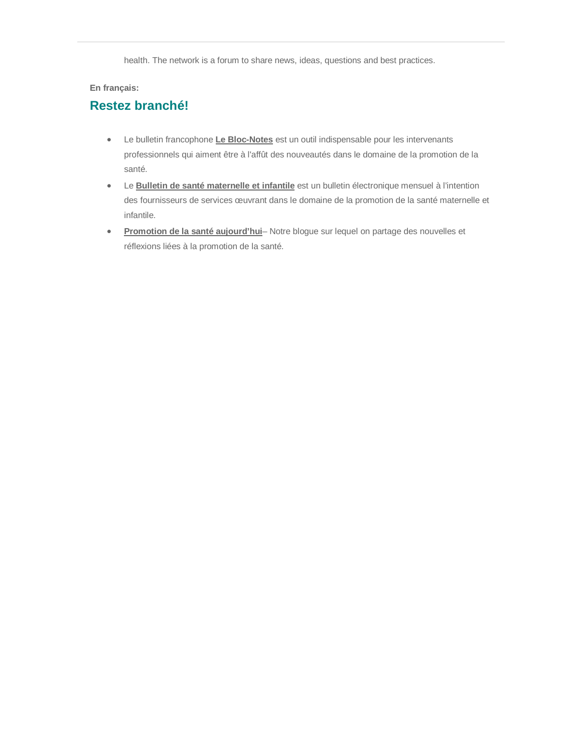health. The network is a forum to share news, ideas, questions and best practices.

**En français:**

## Restez branché!

- Le bulletin francophone **Le Bloc-Notes** est un outil indispensable pour les intervenants professionnels qui aiment être à l'affût des nouveautés dans le domaine de la promotion de la santé.
- Le **Bulletin de santé maternelle et infantile** est un bulletin électronique mensuel à l'intention des fournisseurs de services œuvrant dans le domaine de la promotion de la santé maternelle et infantile.
- **Promotion de la santé aujourd'hui**– Notre blogue sur lequel on partage des nouvelles et réflexions liées à la promotion de la santé.